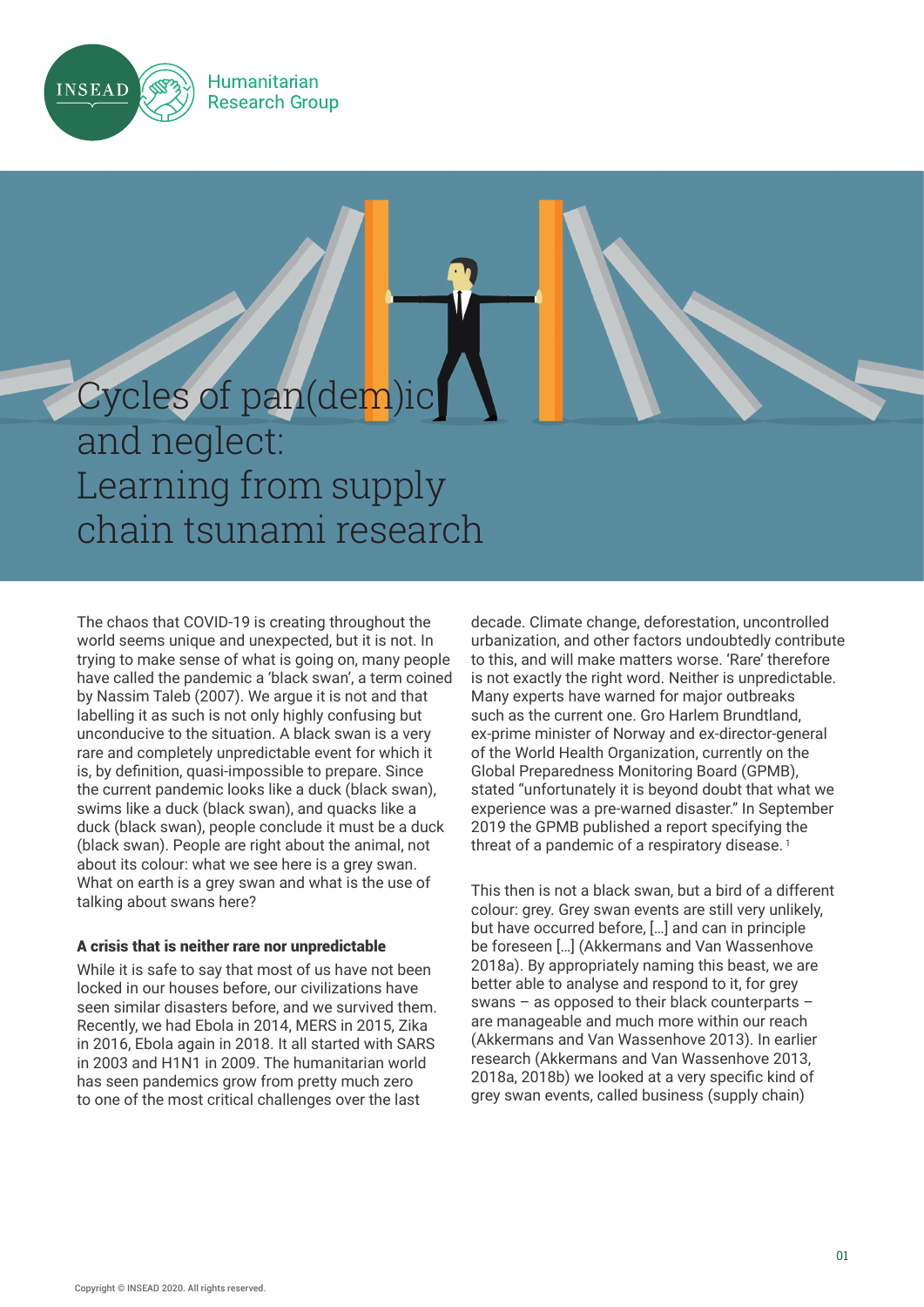# Cycles of pan(dem)ic and neglect: Learning from supply chain tsunami research

The chaos that COVID-19 is creating throughout the world seems unique and unexpected, but it is not. In trying to make sense of what is going on, many people have called the pandemic a 'black swan', a term coined by Nassim Taleb (2007). We argue it is not and that labelling it as such is not only highly confusing but unconducive to the situation. A black swan is a very rare and completely unpredictable event for which it is, by definition, quasi-impossible to prepare. Since the current pandemic looks like a duck (black swan), swims like a duck (black swan), and quacks like a duck (black swan), people conclude it must be a duck (black swan). People are right about the animal, not about its colour: what we see here is a grey swan. What on earth is a grey swan and what is the use of talking about swans here?

### A crisis that is neither rare nor unpredictable

While it is safe to say that most of us have not been locked in our houses before, our civilizations have seen similar disasters before, and we survived them. Recently, we had Ebola in 2014, MERS in 2015, Zika in 2016, Ebola again in 2018. It all started with SARS in 2003 and H1N1 in 2009. The humanitarian world has seen pandemics grow from pretty much zero to one of the most critical challenges over the last decade. Climate change, deforestation, uncontrolled urbanization, and other factors undoubtedly contribute to this, and will make matters worse. 'Rare' therefore is not exactly the right word. Neither is unpredictable. Many experts have warned for major outbreaks such as the current one. Gro Harlem Brundtland, ex-prime minister of Norway and ex-director-general of the World Health Organization, currently on the Global Preparedness Monitoring Board (GPMB), stated "unfortunately it is beyond doubt that what we experience was a pre-warned disaster." In September 2019 the GPMB published a report specifying the threat of a pandemic of a respiratory disease. [1]

This then is not a black swan, but a bird of a different colour: grey. Grey swan events are still very unlikely, but have occurred before, [...] and can in principle be foreseen [...] (Akkermans and Van Wassenhove 2018a). By appropriately naming this beast, we are better able to analyse and respond to it, for grey swans – as opposed to their black counterparts – are manageable and much more within our reach (Akkermans and Van Wassenhove 2013). In earlier research (Akkermans and Van Wassenhove 2013, 2018a, 2018b) we looked at a very specific kind of grey swan events, called business (supply chain)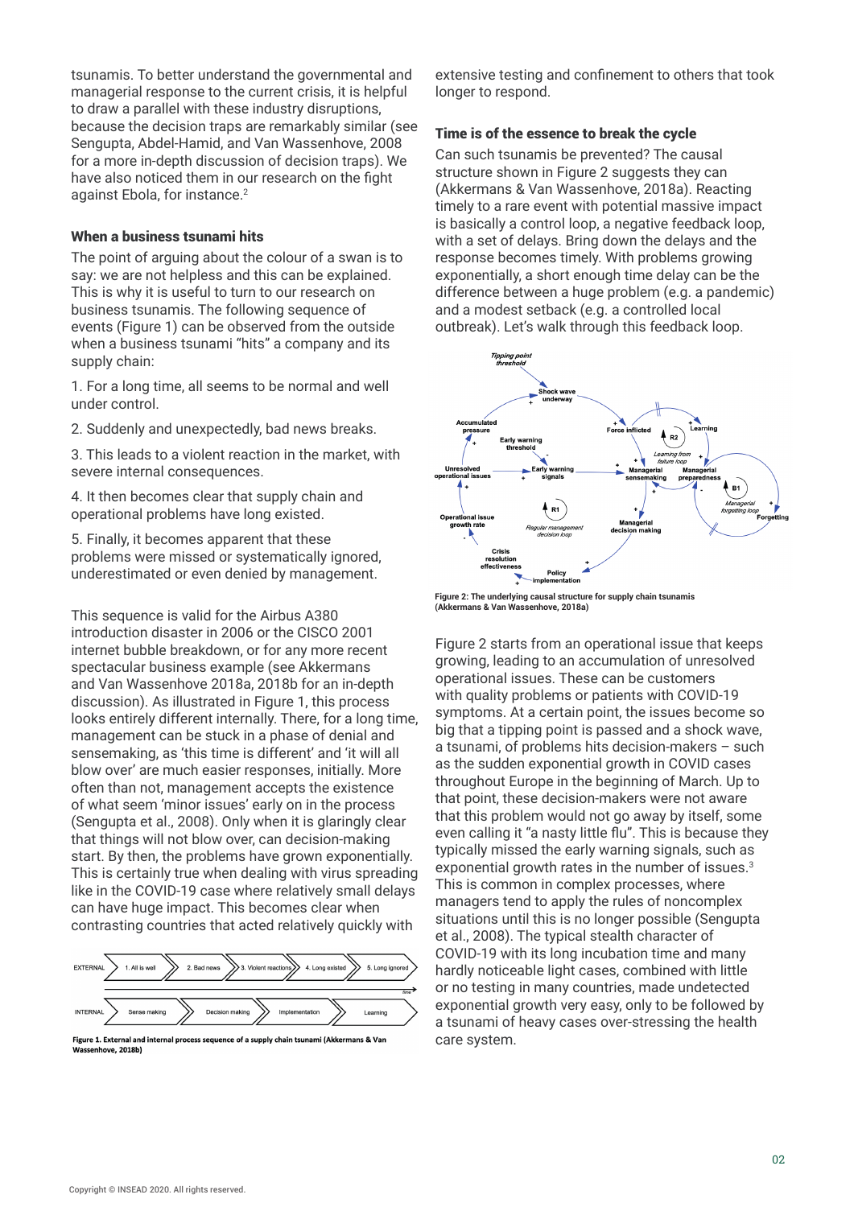tsunamis. To better understand the governmental and managerial response to the current crisis, it is helpful to draw a parallel with these industry disruptions, because the decision traps are remarkably similar (see Sengupta, Abdel-Hamid, and Van Wassenhove, 2008 for a more in-depth discussion of decision traps). We have also noticed them in our research on the fight against Ebola, for instance.[2]

### When a business tsunami hits

The point of arguing about the colour of a swan is to say: we are not helpless and this can be explained. This is why it is useful to turn to our research on business tsunamis. The following sequence of events (Figure 1) can be observed from the outside when a business tsunami "hits" a company and its supply chain:

1. For a long time, all seems to be normal and well under control.
2. Suddenly and unexpectedly, bad news breaks.
3. This leads to a violent reaction in the market, with severe internal consequences.
4. It then becomes clear that supply chain and operational problems have long existed.
5. Finally, it becomes apparent that these problems were missed or systematically ignored, underestimated or even denied by management.

This sequence is valid for the Airbus A380 introduction disaster in 2006 or the CISCO 2001 internet bubble breakdown, or for any more recent spectacular business example (see Akkermans and Van Wassenhove 2018a, 2018b for an in-depth discussion). As illustrated in Figure 1, this process looks entirely different internally. There, for a long time, management can be stuck in a phase of denial and sensemaking, as 'this time is different' and 'it will all blow over' are much easier responses, initially. More often than not, management accepts the existence of what seem 'minor issues' early on in the process (Sengupta et al., 2008). Only when it is glaringly clear that things will not blow over, can decision-making start. By then, the problems have grown exponentially. This is certainly true when dealing with virus spreading like in the COVID-19 case where relatively small delays can have huge impact. This becomes clear when contrasting countries that acted relatively quickly with extensive testing and confinement to others that took longer to respond.

Figure 1. External and internal process sequence of a supply chain tsunami (Akkermans & Van Wassenhove, 2018b)

### Time is of the essence to break the cycle

Can such tsunamis be prevented? The causal structure shown in Figure 2 suggests they can (Akkermans & Van Wassenhove, 2018a). Reacting timely to a rare event with potential massive impact is basically a control loop, a negative feedback loop, with a set of delays. Bring down the delays and the response becomes timely. With problems growing exponentially, a short enough time delay can be the difference between a huge problem (e.g. a pandemic) and a modest setback (e.g. a controlled local outbreak). Let's walk through this feedback loop.

Figure 2: The underlying causal structure for supply chain tsunamis (Akkermans & Van Wassenhove, 2018a)

Figure 2 starts from an operational issue that keeps growing, leading to an accumulation of unresolved operational issues. These can be customers with quality problems or patients with COVID-19 symptoms. At a certain point, the issues become so big that a tipping point is passed and a shock wave, a tsunami, of problems hits decision-makers – such as the sudden exponential growth in COVID cases throughout Europe in the beginning of March. Up to that point, these decision-makers were not aware that this problem would not go away by itself, some even calling it "a nasty little flu". This is because they typically missed the early warning signals, such as exponential growth rates in the number of issues.[3] This is common in complex processes, where managers tend to apply the rules of noncomplex situations until this is no longer possible (Sengupta et al., 2008). The typical stealth character of COVID-19 with its long incubation time and many hardly noticeable light cases, combined with little or no testing in many countries, made undetected exponential growth very easy, only to be followed by a tsunami of heavy cases over-stressing the health care system.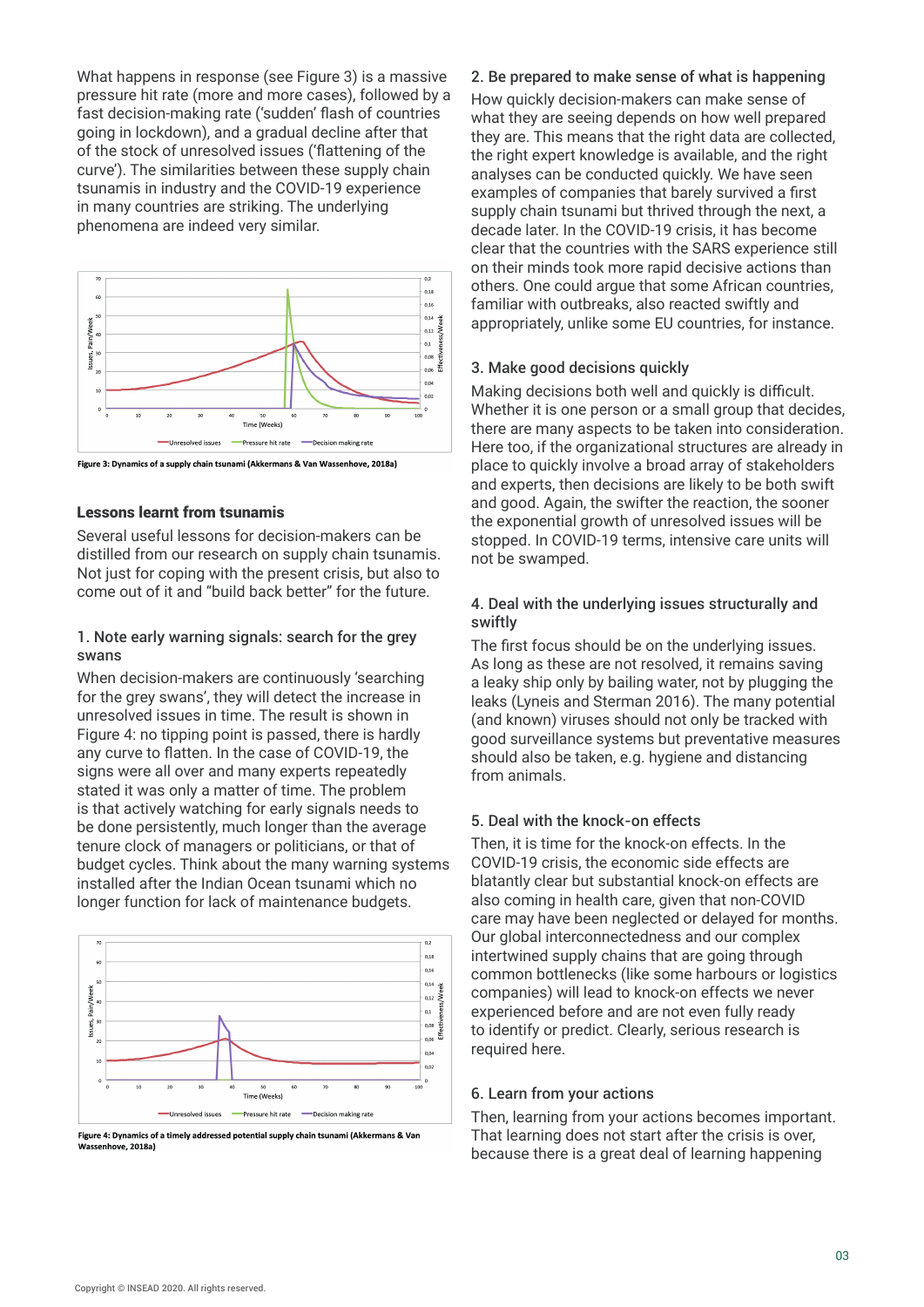What happens in response (see Figure 3) is a massive pressure hit rate (more and more cases), followed by a fast decision-making rate ('sudden' flash of countries going in lockdown), and a gradual decline after that of the stock of unresolved issues ('flattening of the curve'). The similarities between these supply chain tsunamis in industry and the COVID-19 experience in many countries are striking. The underlying phenomena are indeed very similar.

**Figure 3: Dynamics of a supply chain tsunami (Akkermans & Van Wassenhove, 2018a)**

## Lessons learnt from tsunamis

Several useful lessons for decision-makers can be distilled from our research on supply chain tsunamis. Not just for coping with the present crisis, but also to come out of it and "build back better" for the future.

### 1. Note early warning signals: search for the grey swans

When decision-makers are continuously 'searching for the grey swans', they will detect the increase in unresolved issues in time. The result is shown in Figure 4: no tipping point is passed, there is hardly any curve to flatten. In the case of COVID-19, the signs were all over and many experts repeatedly stated it was only a matter of time. The problem is that actively watching for early signals needs to be done persistently, much longer than the average tenure clock of managers or politicians, or that of budget cycles. Think about the many warning systems installed after the Indian Ocean tsunami which no longer function for lack of maintenance budgets.

**Figure 4: Dynamics of a timely addressed potential supply chain tsunami (Akkermans & Van Wassenhove, 2018a)**

### 2. Be prepared to make sense of what is happening

How quickly decision-makers can make sense of what they are seeing depends on how well prepared they are. This means that the right data are collected, the right expert knowledge is available, and the right analyses can be conducted quickly. We have seen examples of companies that barely survived a first supply chain tsunami but thrived through the next, a decade later. In the COVID-19 crisis, it has become clear that the countries with the SARS experience still on their minds took more rapid decisive actions than others. One could argue that some African countries, familiar with outbreaks, also reacted swiftly and appropriately, unlike some EU countries, for instance.

### 3. Make good decisions quickly

Making decisions both well and quickly is difficult. Whether it is one person or a small group that decides, there are many aspects to be taken into consideration. Here too, if the organizational structures are already in place to quickly involve a broad array of stakeholders and experts, then decisions are likely to be both swift and good. Again, the swifter the reaction, the sooner the exponential growth of unresolved issues will be stopped. In COVID-19 terms, intensive care units will not be swamped.

### 4. Deal with the underlying issues structurally and swiftly

The first focus should be on the underlying issues. As long as these are not resolved, it remains saving a leaky ship only by bailing water, not by plugging the leaks (Lyneis and Sterman 2016). The many potential (and known) viruses should not only be tracked with good surveillance systems but preventative measures should also be taken, e.g. hygiene and distancing from animals.

### 5. Deal with the knock-on effects

Then, it is time for the knock-on effects. In the COVID-19 crisis, the economic side effects are blatantly clear but substantial knock-on effects are also coming in health care, given that non-COVID care may have been neglected or delayed for months. Our global interconnectedness and our complex intertwined supply chains that are going through common bottlenecks (like some harbours or logistics companies) will lead to knock-on effects we never experienced before and are not even fully ready to identify or predict. Clearly, serious research is required here.

### 6. Learn from your actions

Then, learning from your actions becomes important. That learning does not start after the crisis is over, because there is a great deal of learning happening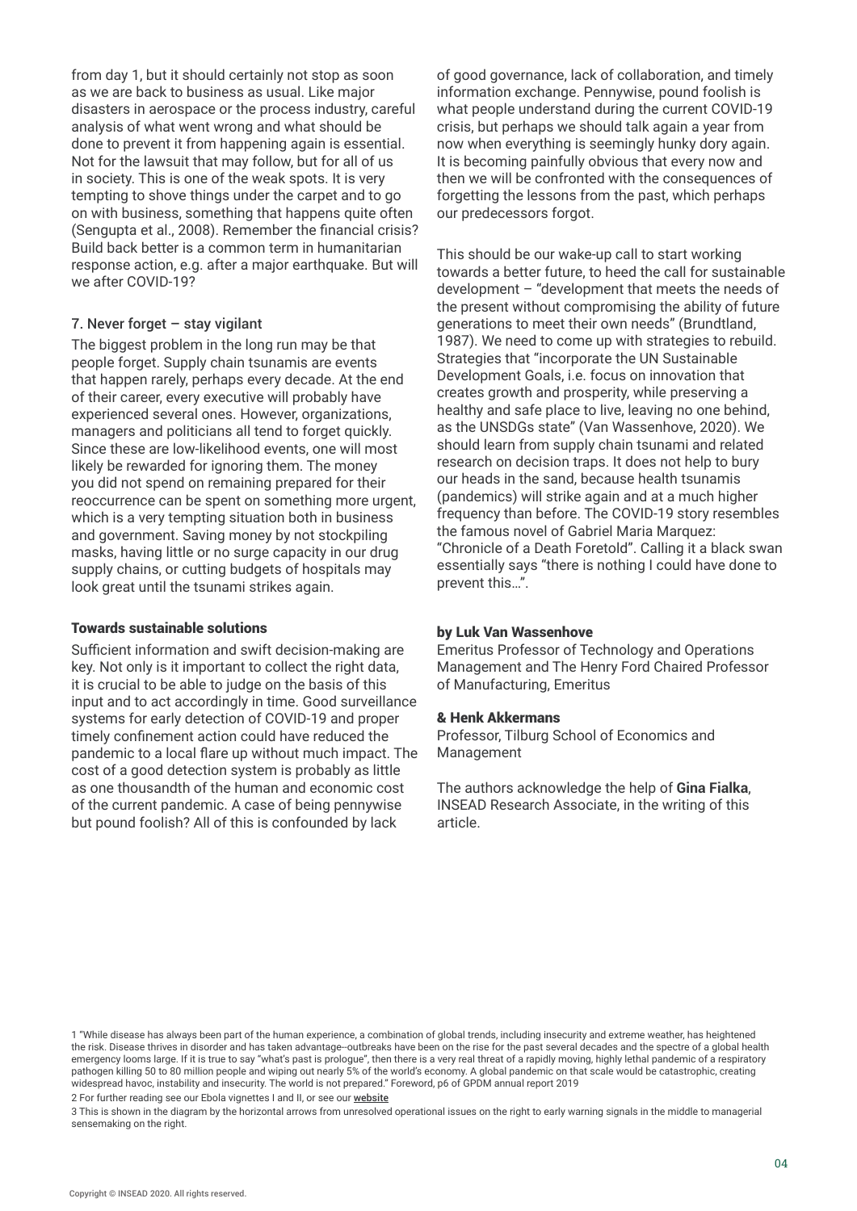from day 1, but it should certainly not stop as soon as we are back to business as usual. Like major disasters in aerospace or the process industry, careful analysis of what went wrong and what should be done to prevent it from happening again is essential. Not for the lawsuit that may follow, but for all of us in society. This is one of the weak spots. It is very tempting to shove things under the carpet and to go on with business, something that happens quite often (Sengupta et al., 2008). Remember the financial crisis? Build back better is a common term in humanitarian response action, e.g. after a major earthquake. But will we after COVID-19?

### 7. Never forget – stay vigilant

The biggest problem in the long run may be that people forget. Supply chain tsunamis are events that happen rarely, perhaps every decade. At the end of their career, every executive will probably have experienced several ones. However, organizations, managers and politicians all tend to forget quickly. Since these are low-likelihood events, one will most likely be rewarded for ignoring them. The money you did not spend on remaining prepared for their reoccurrence can be spent on something more urgent, which is a very tempting situation both in business and government. Saving money by not stockpiling masks, having little or no surge capacity in our drug supply chains, or cutting budgets of hospitals may look great until the tsunami strikes again.

## Towards sustainable solutions

Sufficient information and swift decision-making are key. Not only is it important to collect the right data, it is crucial to be able to judge on the basis of this input and to act accordingly in time. Good surveillance systems for early detection of COVID-19 and proper timely confinement action could have reduced the pandemic to a local flare up without much impact. The cost of a good detection system is probably as little as one thousandth of the human and economic cost of the current pandemic. A case of being pennywise but pound foolish? All of this is confounded by lack of good governance, lack of collaboration, and timely information exchange. Pennywise, pound foolish is what people understand during the current COVID-19 crisis, but perhaps we should talk again a year from now when everything is seemingly hunky dory again. It is becoming painfully obvious that every now and then we will be confronted with the consequences of forgetting the lessons from the past, which perhaps our predecessors forgot.

This should be our wake-up call to start working towards a better future, to heed the call for sustainable development – "development that meets the needs of the present without compromising the ability of future generations to meet their own needs" (Brundtland, 1987). We need to come up with strategies to rebuild. Strategies that "incorporate the UN Sustainable Development Goals, i.e. focus on innovation that creates growth and prosperity, while preserving a healthy and safe place to live, leaving no one behind, as the UNSDGs state" (Van Wassenhove, 2020). We should learn from supply chain tsunami and related research on decision traps. It does not help to bury our heads in the sand, because health tsunamis (pandemics) will strike again and at a much higher frequency than before. The COVID-19 story resembles the famous novel of Gabriel Maria Marquez: "Chronicle of a Death Foretold". Calling it a black swan essentially says "there is nothing I could have done to prevent this…".

**by Luk Van Wassenhove**
Emeritus Professor of Technology and Operations Management and The Henry Ford Chaired Professor of Manufacturing, Emeritus

**& Henk Akkermans**
Professor, Tilburg School of Economics and Management

The authors acknowledge the help of **Gina Fialka**, INSEAD Research Associate, in the writing of this article.

1 "While disease has always been part of the human experience, a combination of global trends, including insecurity and extreme weather, has heightened the risk. Disease thrives in disorder and has taken advantage--outbreaks have been on the rise for the past several decades and the spectre of a global health emergency looms large. If it is true to say "what's past is prologue", then there is a very real threat of a rapidly moving, highly lethal pandemic of a respiratory pathogen killing 50 to 80 million people and wiping out nearly 5% of the world's economy. A global pandemic on that scale would be catastrophic, creating widespread havoc, instability and insecurity. The world is not prepared." Foreword, p6 of GPDM annual report 2019

2 For further reading see our Ebola vignettes I and II, or see our website

3 This is shown in the diagram by the horizontal arrows from unresolved operational issues on the right to early warning signals in the middle to managerial sensemaking on the right.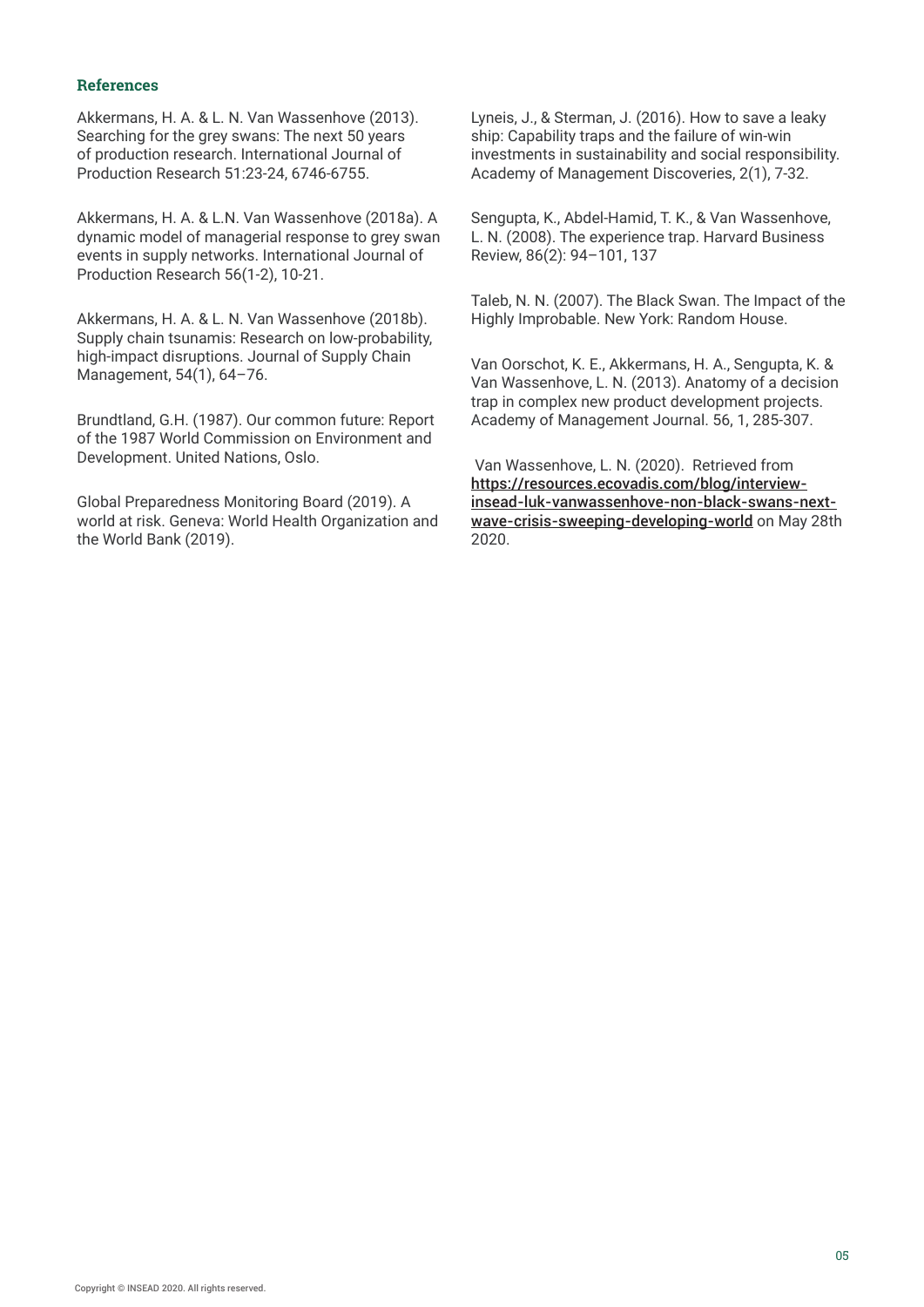## References

Akkermans, H. A. & L. N. Van Wassenhove (2013). Searching for the grey swans: The next 50 years of production research. International Journal of Production Research 51:23-24, 6746-6755.

Akkermans, H. A. & L.N. Van Wassenhove (2018a). A dynamic model of managerial response to grey swan events in supply networks. International Journal of Production Research 56(1-2), 10-21.

Akkermans, H. A. & L. N. Van Wassenhove (2018b). Supply chain tsunamis: Research on low-probability, high-impact disruptions. Journal of Supply Chain Management, 54(1), 64–76.

Brundtland, G.H. (1987). Our common future: Report of the 1987 World Commission on Environment and Development. United Nations, Oslo.

Global Preparedness Monitoring Board (2019). A world at risk. Geneva: World Health Organization and the World Bank (2019).

Lyneis, J., & Sterman, J. (2016). How to save a leaky ship: Capability traps and the failure of win-win investments in sustainability and social responsibility. Academy of Management Discoveries, 2(1), 7-32.

Sengupta, K., Abdel-Hamid, T. K., & Van Wassenhove, L. N. (2008). The experience trap. Harvard Business Review, 86(2): 94–101, 137

Taleb, N. N. (2007). The Black Swan. The Impact of the Highly Improbable. New York: Random House.

Van Oorschot, K. E., Akkermans, H. A., Sengupta, K. & Van Wassenhove, L. N. (2013). Anatomy of a decision trap in complex new product development projects. Academy of Management Journal. 56, 1, 285-307.

Van Wassenhove, L. N. (2020). Retrieved from [https://resources.ecovadis.com/blog/interview-insead-luk-vanwassenhove-non-black-swans-next-wave-crisis-sweeping-developing-world](https://resources.ecovadis.com/blog/interview-insead-luk-vanwassenhove-non-black-swans-next-wave-crisis-sweeping-developing-world) on May 28th 2020.

Copyright © INSEAD 2020. All rights reserved.